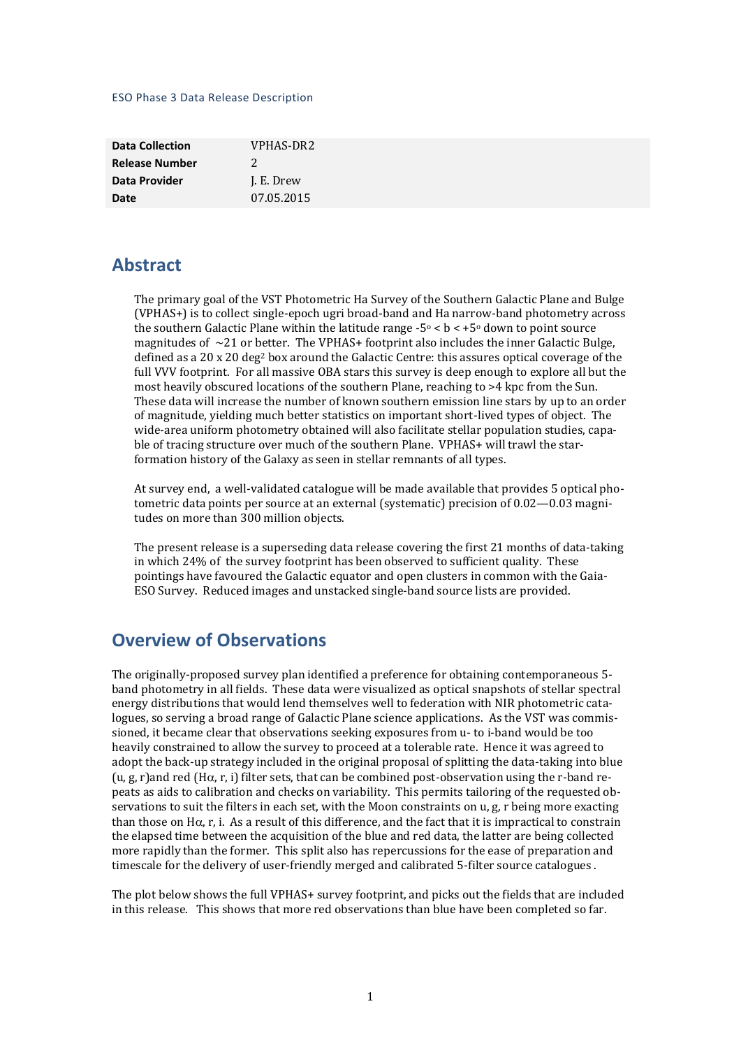ESO Phase 3 Data Release Description

| Data Collection | VPHAS-DR2 |
|---|---|
| Release Number | 2 |
| Data Provider | J. E. Drew |
| Date | 07.05.2015 |

## Abstract

The primary goal of the VST Photometric Ha Survey of the Southern Galactic Plane and Bulge (VPHAS+) is to collect single-epoch ugri broad-band and Ha narrow-band photometry across the southern Galactic Plane within the latitude range $-5^o < b < +5^o$ down to point source magnitudes of ~21 or better. The VPHAS+ footprint also includes the inner Galactic Bulge, defined as a 20 x 20 $deg^2$ box around the Galactic Centre: this assures optical coverage of the full VVV footprint. For all massive OBA stars this survey is deep enough to explore all but the most heavily obscured locations of the southern Plane, reaching to >4 kpc from the Sun. These data will increase the number of known southern emission line stars by up to an order of magnitude, yielding much better statistics on important short-lived types of object. The wide-area uniform photometry obtained will also facilitate stellar population studies, capable of tracing structure over much of the southern Plane. VPHAS+ will trawl the star-formation history of the Galaxy as seen in stellar remnants of all types.

At survey end, a well-validated catalogue will be made available that provides 5 optical photometric data points per source at an external (systematic) precision of 0.02—0.03 magnitudes on more than 300 million objects.

The present release is a superseding data release covering the first 21 months of data-taking in which 24% of the survey footprint has been observed to sufficient quality. These pointings have favoured the Galactic equator and open clusters in common with the Gaia-ESO Survey. Reduced images and unstacked single-band source lists are provided.

## Overview of Observations

The originally-proposed survey plan identified a preference for obtaining contemporaneous 5-band photometry in all fields. These data were visualized as optical snapshots of stellar spectral energy distributions that would lend themselves well to federation with NIR photometric catalogues, so serving a broad range of Galactic Plane science applications. As the VST was commissioned, it became clear that observations seeking exposures from u- to i-band would be too heavily constrained to allow the survey to proceed at a tolerable rate. Hence it was agreed to adopt the back-up strategy included in the original proposal of splitting the data-taking into blue (u, g, r)and red (Hα, r, i) filter sets, that can be combined post-observation using the r-band repeats as aids to calibration and checks on variability. This permits tailoring of the requested observations to suit the filters in each set, with the Moon constraints on u, g, r being more exacting than those on Hα, r, i. As a result of this difference, and the fact that it is impractical to constrain the elapsed time between the acquisition of the blue and red data, the latter are being collected more rapidly than the former. This split also has repercussions for the ease of preparation and timescale for the delivery of user-friendly merged and calibrated 5-filter source catalogues .

The plot below shows the full VPHAS+ survey footprint, and picks out the fields that are included in this release. This shows that more red observations than blue have been completed so far.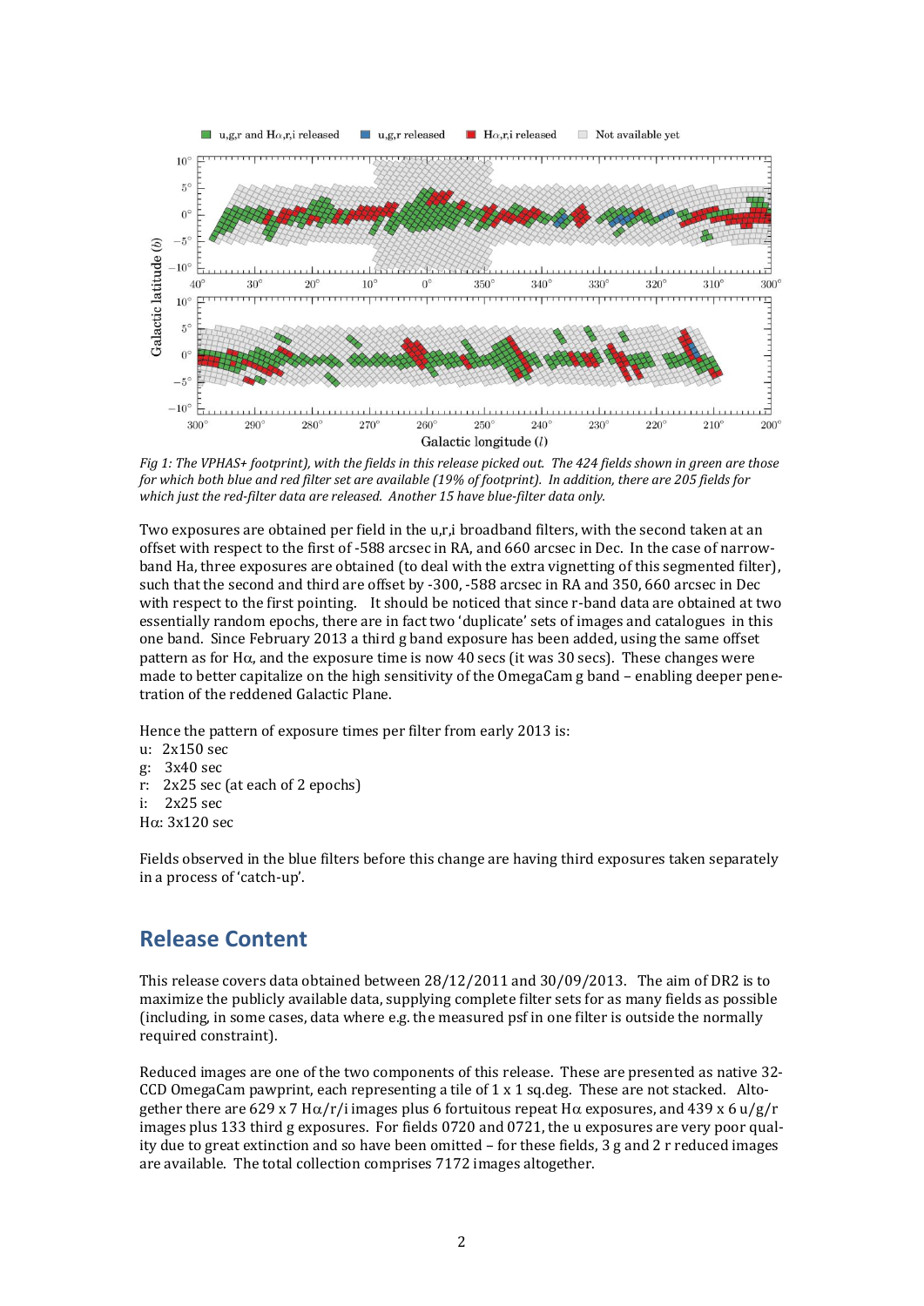*Fig 1: The VPHAS+ footprint), with the fields in this release picked out. The 424 fields shown in green are those for which both blue and red filter set are available (19% of footprint). In addition, there are 205 fields for which just the red-filter data are released. Another 15 have blue-filter data only.*

Two exposures are obtained per field in the u,r,i broadband filters, with the second taken at an offset with respect to the first of -588 arcsec in RA, and 660 arcsec in Dec. In the case of narrow-band Ha, three exposures are obtained (to deal with the extra vignetting of this segmented filter), such that the second and third are offset by -300, -588 arcsec in RA and 350, 660 arcsec in Dec with respect to the first pointing. It should be noticed that since r-band data are obtained at two essentially random epochs, there are in fact two 'duplicate' sets of images and catalogues in this one band. Since February 2013 a third g band exposure has been added, using the same offset pattern as for Hα, and the exposure time is now 40 secs (it was 30 secs). These changes were made to better capitalize on the high sensitivity of the OmegaCam g band – enabling deeper penetration of the reddened Galactic Plane.

Hence the pattern of exposure times per filter from early 2013 is:

u: 2x150 sec
g: 3x40 sec
r: 2x25 sec (at each of 2 epochs)
i: 2x25 sec
Hα: 3x120 sec

Fields observed in the blue filters before this change are having third exposures taken separately in a process of 'catch-up'.

## Release Content

This release covers data obtained between 28/12/2011 and 30/09/2013. The aim of DR2 is to maximize the publicly available data, supplying complete filter sets for as many fields as possible (including, in some cases, data where e.g. the measured psf in one filter is outside the normally required constraint).

Reduced images are one of the two components of this release. These are presented as native 32-CCD OmegaCam pawprint, each representing a tile of 1 x 1 sq.deg. These are not stacked. Altogether there are 629 x 7 Hα/r/i images plus 6 fortuitous repeat Hα exposures, and 439 x 6 u/g/r images plus 133 third g exposures. For fields 0720 and 0721, the u exposures are very poor quality due to great extinction and so have been omitted – for these fields, 3 g and 2 r reduced images are available. The total collection comprises 7172 images altogether.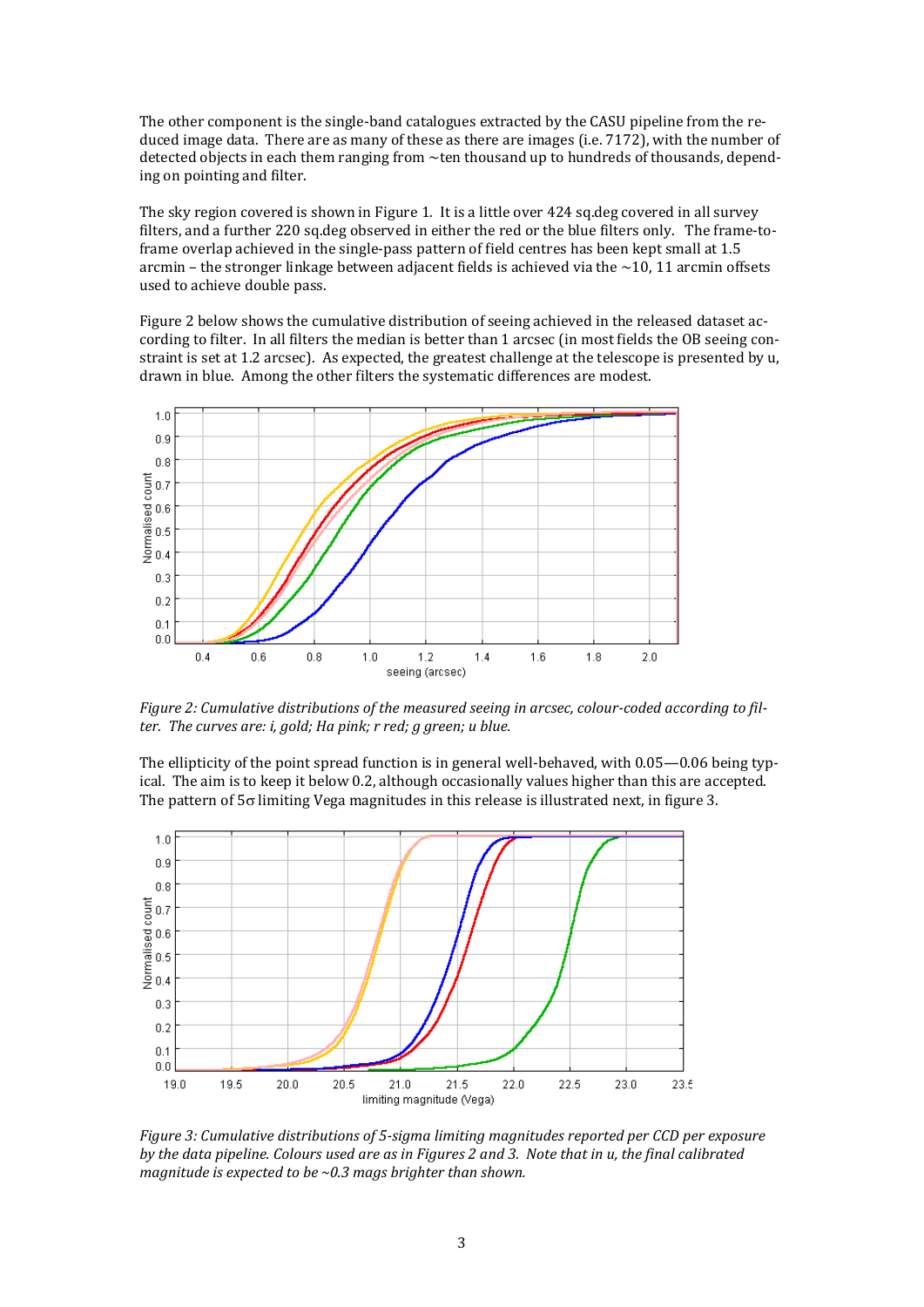The other component is the single-band catalogues extracted by the CASU pipeline from the reduced image data. There are as many of these as there are images (i.e. 7172), with the number of detected objects in each them ranging from ~ten thousand up to hundreds of thousands, depending on pointing and filter.

The sky region covered is shown in Figure 1. It is a little over 424 sq.deg covered in all survey filters, and a further 220 sq.deg observed in either the red or the blue filters only. The frame-to-frame overlap achieved in the single-pass pattern of field centres has been kept small at 1.5 arcmin – the stronger linkage between adjacent fields is achieved via the ~10, 11 arcmin offsets used to achieve double pass.

Figure 2 below shows the cumulative distribution of seeing achieved in the released dataset according to filter. In all filters the median is better than 1 arcsec (in most fields the OB seeing constraint is set at 1.2 arcsec). As expected, the greatest challenge at the telescope is presented by u, drawn in blue. Among the other filters the systematic differences are modest.

*Figure 2: Cumulative distributions of the measured seeing in arcsec, colour-coded according to filter. The curves are: i, gold; Ha pink; r red; g green; u blue.*

The ellipticity of the point spread function is in general well-behaved, with 0.05—0.06 being typical. The aim is to keep it below 0.2, although occasionally values higher than this are accepted. The pattern of 5σ limiting Vega magnitudes in this release is illustrated next, in figure 3.

*Figure 3: Cumulative distributions of 5-sigma limiting magnitudes reported per CCD per exposure by the data pipeline. Colours used are as in Figures 2 and 3. Note that in u, the final calibrated magnitude is expected to be ~0.3 mags brighter than shown.*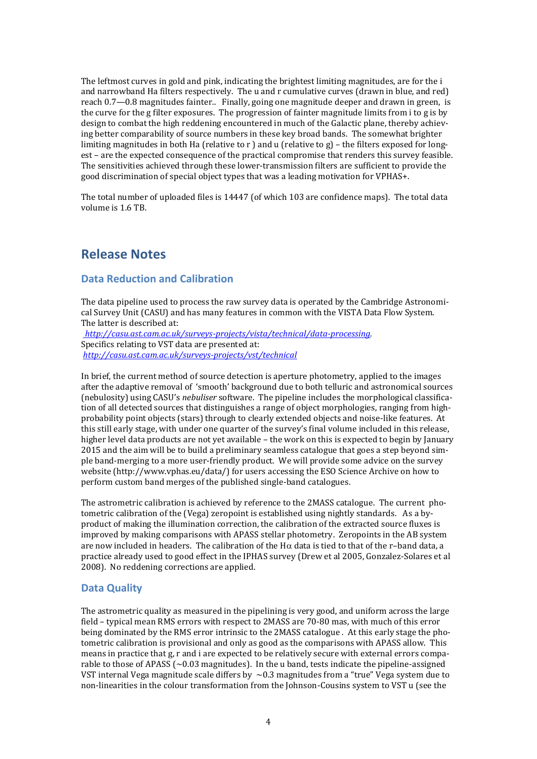The leftmost curves in gold and pink, indicating the brightest limiting magnitudes, are for the i and narrowband Ha filters respectively. The u and r cumulative curves (drawn in blue, and red) reach 0.7—0.8 magnitudes fainter.. Finally, going one magnitude deeper and drawn in green, is the curve for the g filter exposures. The progression of fainter magnitude limits from i to g is by design to combat the high reddening encountered in much of the Galactic plane, thereby achieving better comparability of source numbers in these key broad bands. The somewhat brighter limiting magnitudes in both Ha (relative to r ) and u (relative to g) – the filters exposed for longest – are the expected consequence of the practical compromise that renders this survey feasible. The sensitivities achieved through these lower-transmission filters are sufficient to provide the good discrimination of special object types that was a leading motivation for VPHAS+.

The total number of uploaded files is 14447 (of which 103 are confidence maps). The total data volume is 1.6 TB.

## Release Notes

### Data Reduction and Calibration

The data pipeline used to process the raw survey data is operated by the Cambridge Astronomical Survey Unit (CASU) and has many features in common with the VISTA Data Flow System. The latter is described at:
*http://casu.ast.cam.ac.uk/surveys-projects/vista/technical/data-processing*.
Specifics relating to VST data are presented at:
*http://casu.ast.cam.ac.uk/surveys-projects/vst/technical*

In brief, the current method of source detection is aperture photometry, applied to the images after the adaptive removal of 'smooth' background due to both telluric and astronomical sources (nebulosity) using CASU's *nebuliser* software. The pipeline includes the morphological classification of all detected sources that distinguishes a range of object morphologies, ranging from high-probability point objects (stars) through to clearly extended objects and noise-like features. At this still early stage, with under one quarter of the survey's final volume included in this release, higher level data products are not yet available – the work on this is expected to begin by January 2015 and the aim will be to build a preliminary seamless catalogue that goes a step beyond simple band-merging to a more user-friendly product. We will provide some advice on the survey website (http://www.vphas.eu/data/) for users accessing the ESO Science Archive on how to perform custom band merges of the published single-band catalogues.

The astrometric calibration is achieved by reference to the 2MASS catalogue. The current photometric calibration of the (Vega) zeropoint is established using nightly standards. As a by-product of making the illumination correction, the calibration of the extracted source fluxes is improved by making comparisons with APASS stellar photometry. Zeropoints in the AB system are now included in headers. The calibration of the H$\alpha$ data is tied to that of the r–band data, a practice already used to good effect in the IPHAS survey (Drew et al 2005, Gonzalez-Solares et al 2008). No reddening corrections are applied.

### Data Quality

The astrometric quality as measured in the pipelining is very good, and uniform across the large field – typical mean RMS errors with respect to 2MASS are 70-80 mas, with much of this error being dominated by the RMS error intrinsic to the 2MASS catalogue . At this early stage the photometric calibration is provisional and only as good as the comparisons with APASS allow. This means in practice that g, r and i are expected to be relatively secure with external errors comparable to those of APASS (~0.03 magnitudes). In the u band, tests indicate the pipeline-assigned VST internal Vega magnitude scale differs by ~0.3 magnitudes from a "true" Vega system due to non-linearities in the colour transformation from the Johnson-Cousins system to VST u (see the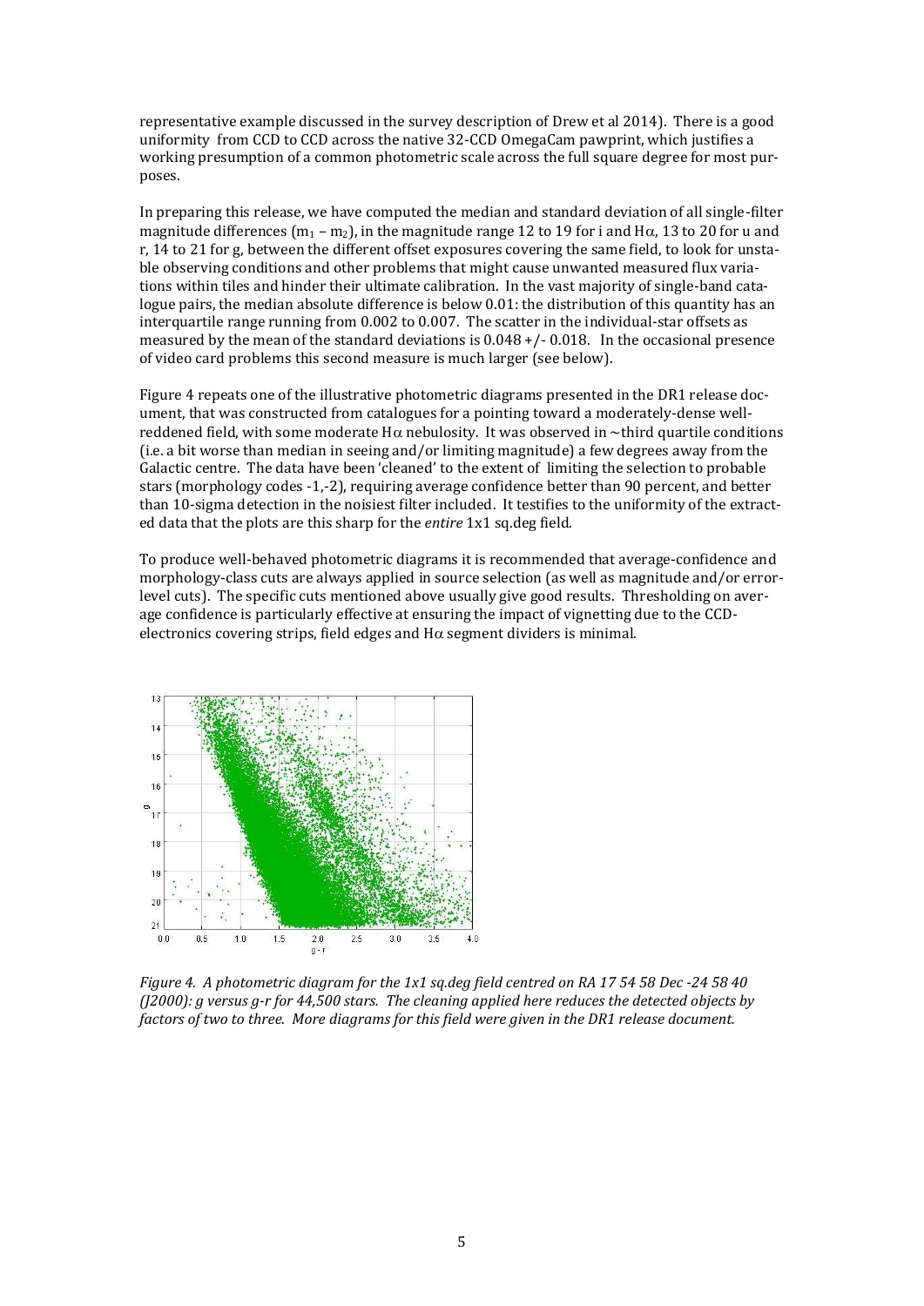representative example discussed in the survey description of Drew et al 2014). There is a good uniformity from CCD to CCD across the native 32-CCD OmegaCam pawprint, which justifies a working presumption of a common photometric scale across the full square degree for most purposes.

In preparing this release, we have computed the median and standard deviation of all single-filter magnitude differences ($m_1 - m_2$), in the magnitude range 12 to 19 for i and H$\alpha$, 13 to 20 for u and r, 14 to 21 for g, between the different offset exposures covering the same field, to look for unstable observing conditions and other problems that might cause unwanted measured flux variations within tiles and hinder their ultimate calibration. In the vast majority of single-band catalogue pairs, the median absolute difference is below 0.01: the distribution of this quantity has an interquartile range running from 0.002 to 0.007. The scatter in the individual-star offsets as measured by the mean of the standard deviations is 0.048 +/- 0.018. In the occasional presence of video card problems this second measure is much larger (see below).

Figure 4 repeats one of the illustrative photometric diagrams presented in the DR1 release document, that was constructed from catalogues for a pointing toward a moderately-dense well-reddened field, with some moderate H$\alpha$ nebulosity. It was observed in ~third quartile conditions (i.e. a bit worse than median in seeing and/or limiting magnitude) a few degrees away from the Galactic centre. The data have been 'cleaned' to the extent of limiting the selection to probable stars (morphology codes -1,-2), requiring average confidence better than 90 percent, and better than 10-sigma detection in the noisiest filter included. It testifies to the uniformity of the extracted data that the plots are this sharp for the *entire* 1x1 sq.deg field.

To produce well-behaved photometric diagrams it is recommended that average-confidence and morphology-class cuts are always applied in source selection (as well as magnitude and/or error-level cuts). The specific cuts mentioned above usually give good results. Thresholding on average confidence is particularly effective at ensuring the impact of vignetting due to the CCD-electronics covering strips, field edges and H$\alpha$ segment dividers is minimal.

*Figure 4. A photometric diagram for the 1x1 sq.deg field centred on RA 17 54 58 Dec -24 58 40 (J2000): g versus g-r for 44,500 stars. The cleaning applied here reduces the detected objects by factors of two to three. More diagrams for this field were given in the DR1 release document.*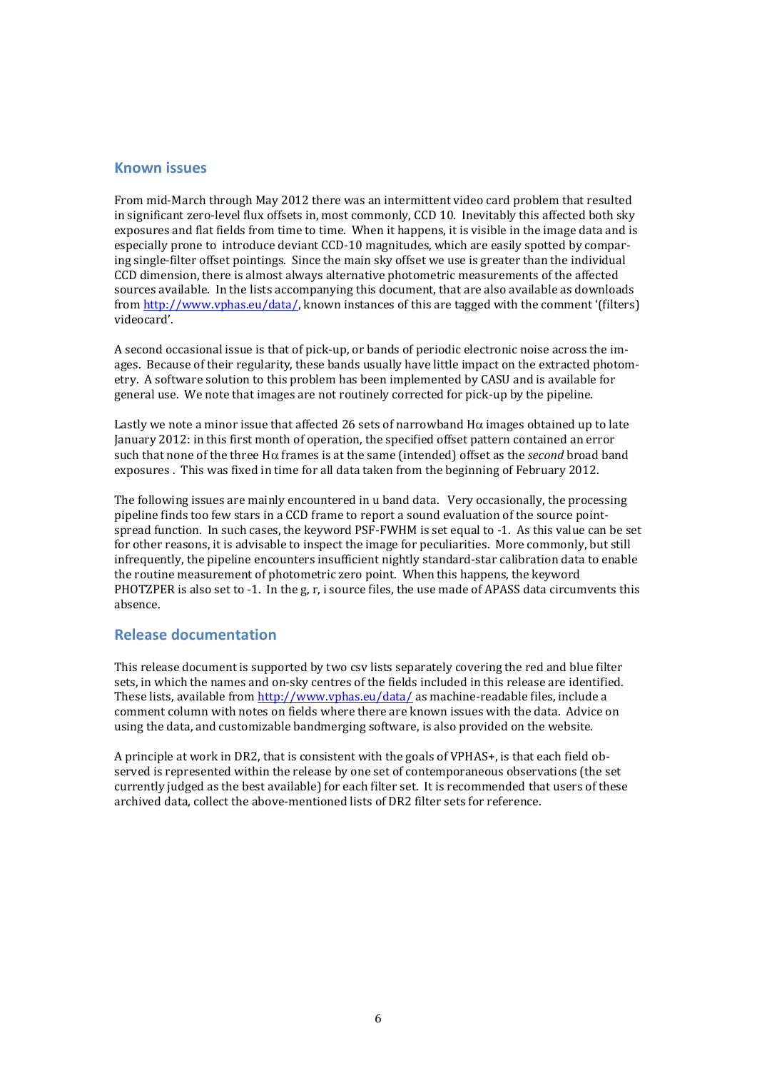## Known issues

From mid-March through May 2012 there was an intermittent video card problem that resulted in significant zero-level flux offsets in, most commonly, CCD 10. Inevitably this affected both sky exposures and flat fields from time to time. When it happens, it is visible in the image data and is especially prone to introduce deviant CCD-10 magnitudes, which are easily spotted by comparing single-filter offset pointings. Since the main sky offset we use is greater than the individual CCD dimension, there is almost always alternative photometric measurements of the affected sources available. In the lists accompanying this document, that are also available as downloads from http://www.vphas.eu/data/, known instances of this are tagged with the comment '(filters) videocard'.

A second occasional issue is that of pick-up, or bands of periodic electronic noise across the images. Because of their regularity, these bands usually have little impact on the extracted photometry. A software solution to this problem has been implemented by CASU and is available for general use. We note that images are not routinely corrected for pick-up by the pipeline.

Lastly we note a minor issue that affected 26 sets of narrowband H$\alpha$ images obtained up to late January 2012: in this first month of operation, the specified offset pattern contained an error such that none of the three H$\alpha$ frames is at the same (intended) offset as the *second* broad band exposures . This was fixed in time for all data taken from the beginning of February 2012.

The following issues are mainly encountered in u band data. Very occasionally, the processing pipeline finds too few stars in a CCD frame to report a sound evaluation of the source point-spread function. In such cases, the keyword PSF-FWHM is set equal to -1. As this value can be set for other reasons, it is advisable to inspect the image for peculiarities. More commonly, but still infrequently, the pipeline encounters insufficient nightly standard-star calibration data to enable the routine measurement of photometric zero point. When this happens, the keyword PHOTZPER is also set to -1. In the g, r, i source files, the use made of APASS data circumvents this absence.

## Release documentation

This release document is supported by two csv lists separately covering the red and blue filter sets, in which the names and on-sky centres of the fields included in this release are identified. These lists, available from http://www.vphas.eu/data/ as machine-readable files, include a comment column with notes on fields where there are known issues with the data. Advice on using the data, and customizable bandmerging software, is also provided on the website.

A principle at work in DR2, that is consistent with the goals of VPHAS+, is that each field observed is represented within the release by one set of contemporaneous observations (the set currently judged as the best available) for each filter set. It is recommended that users of these archived data, collect the above-mentioned lists of DR2 filter sets for reference.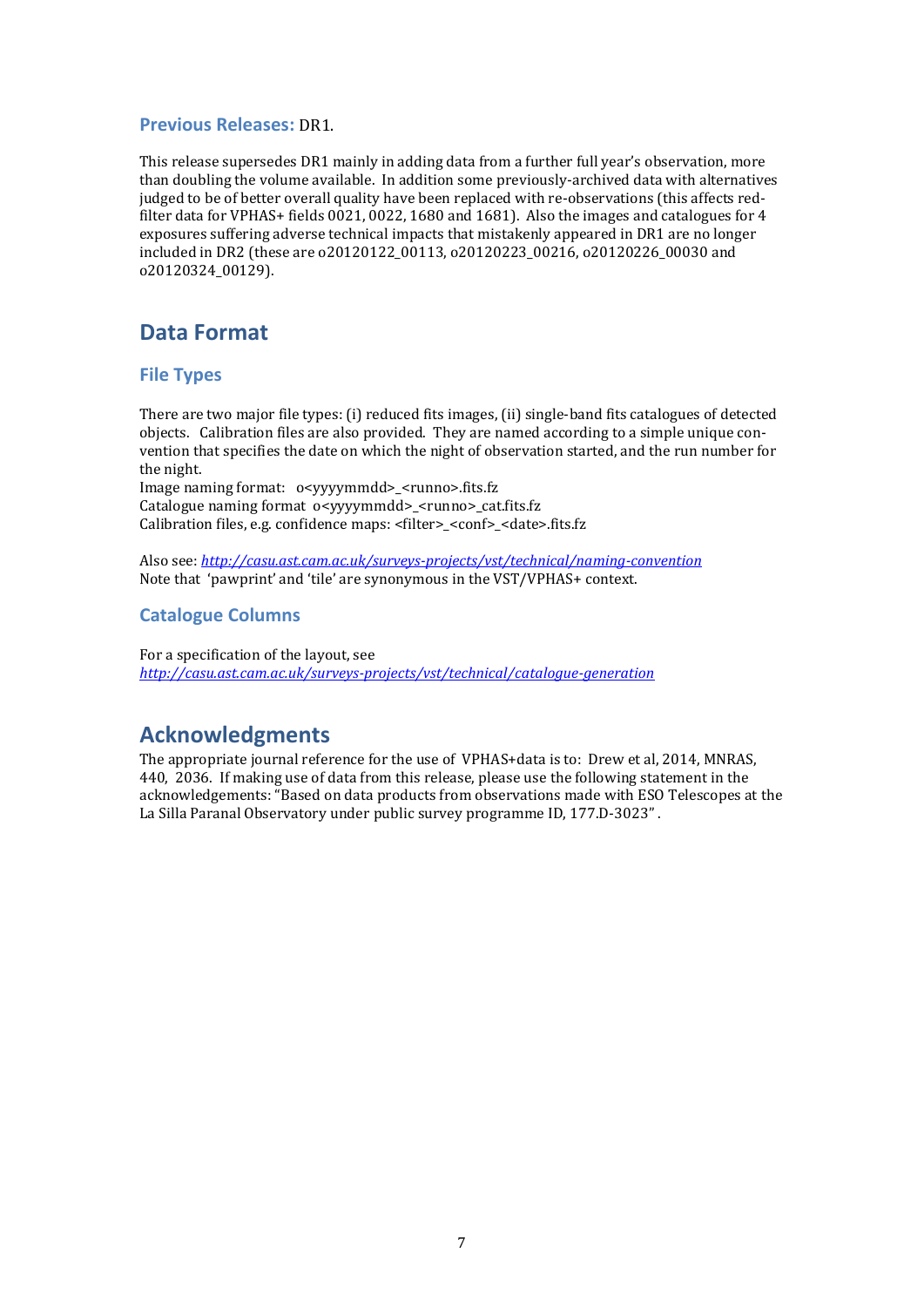**Previous Releases:** DR1.

This release supersedes DR1 mainly in adding data from a further full year's observation, more than doubling the volume available. In addition some previously-archived data with alternatives judged to be of better overall quality have been replaced with re-observations (this affects red-filter data for VPHAS+ fields 0021, 0022, 1680 and 1681). Also the images and catalogues for 4 exposures suffering adverse technical impacts that mistakenly appeared in DR1 are no longer included in DR2 (these are o20120122_00113, o20120223_00216, o20120226_00030 and o20120324_00129).

## Data Format

### File Types

There are two major file types: (i) reduced fits images, (ii) single-band fits catalogues of detected objects. Calibration files are also provided. They are named according to a simple unique convention that specifies the date on which the night of observation started, and the run number for the night.
Image naming format: o<yyyymmdd>_<runno>.fits.fz
Catalogue naming format o<yyyymmdd>_<runno>_cat.fits.fz
Calibration files, e.g. confidence maps: <filter>_<conf>_<date>.fits.fz

Also see: *http://casu.ast.cam.ac.uk/surveys-projects/vst/technical/naming-convention*
Note that 'pawprint' and 'tile' are synonymous in the VST/VPHAS+ context.

### Catalogue Columns

For a specification of the layout, see
*http://casu.ast.cam.ac.uk/surveys-projects/vst/technical/catalogue-generation*

## Acknowledgments

The appropriate journal reference for the use of VPHAS+data is to: Drew et al, 2014, MNRAS, 440, 2036. If making use of data from this release, please use the following statement in the acknowledgements: "Based on data products from observations made with ESO Telescopes at the La Silla Paranal Observatory under public survey programme ID, 177.D-3023" .